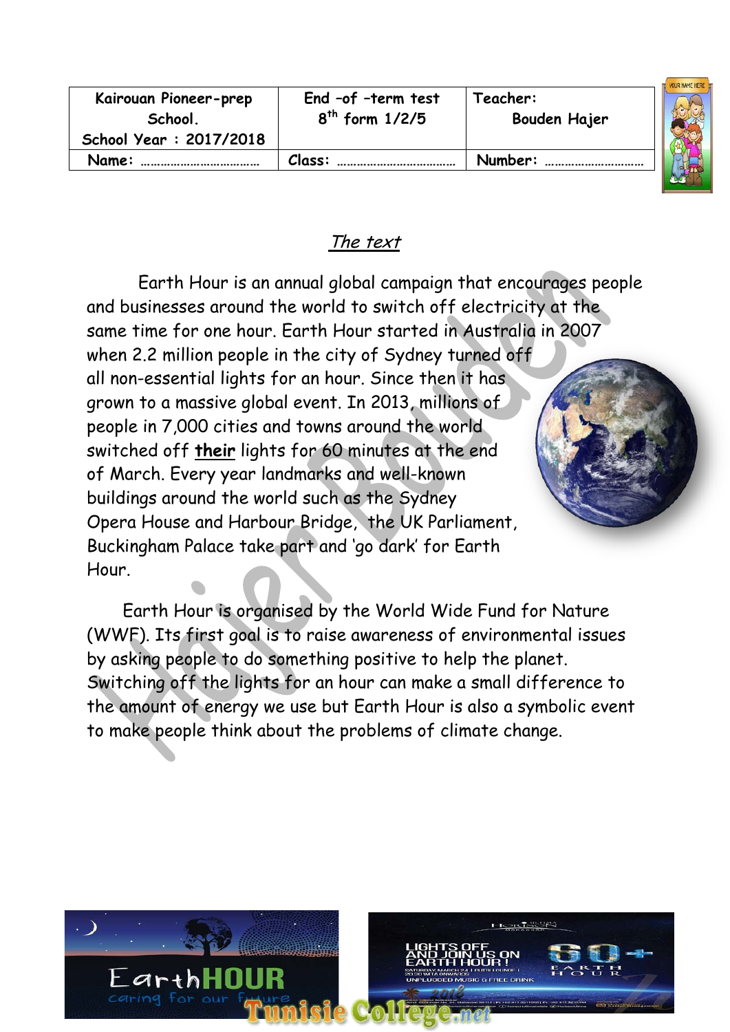| Kairouan Pioneer-prep School. School Year : 2017/2018 | End –of –term test 8th form 1/2/5 | Teacher: Bouden Hajer |
| --- | --- | --- |
| Name: ……………………………… | Class: ……………………………… | Number: ………………………… |

## *The text*

Earth Hour is an annual global campaign that encourages people and businesses around the world to switch off electricity at the same time for one hour. Earth Hour started in Australia in 2007 when 2.2 million people in the city of Sydney turned off all non-essential lights for an hour. Since then it has grown to a massive global event. In 2013, millions of people in 7,000 cities and towns around the world switched off **their** lights for 60 minutes at the end of March. Every year landmarks and well-known buildings around the world such as the Sydney Opera House and Harbour Bridge, the UK Parliament, Buckingham Palace take part and 'go dark' for Earth Hour.

Earth Hour is organised by the World Wide Fund for Nature (WWF). Its first goal is to raise awareness of environmental issues by asking people to do something positive to help the planet. Switching off the lights for an hour can make a small difference to the amount of energy we use but Earth Hour is also a symbolic event to make people think about the problems of climate change.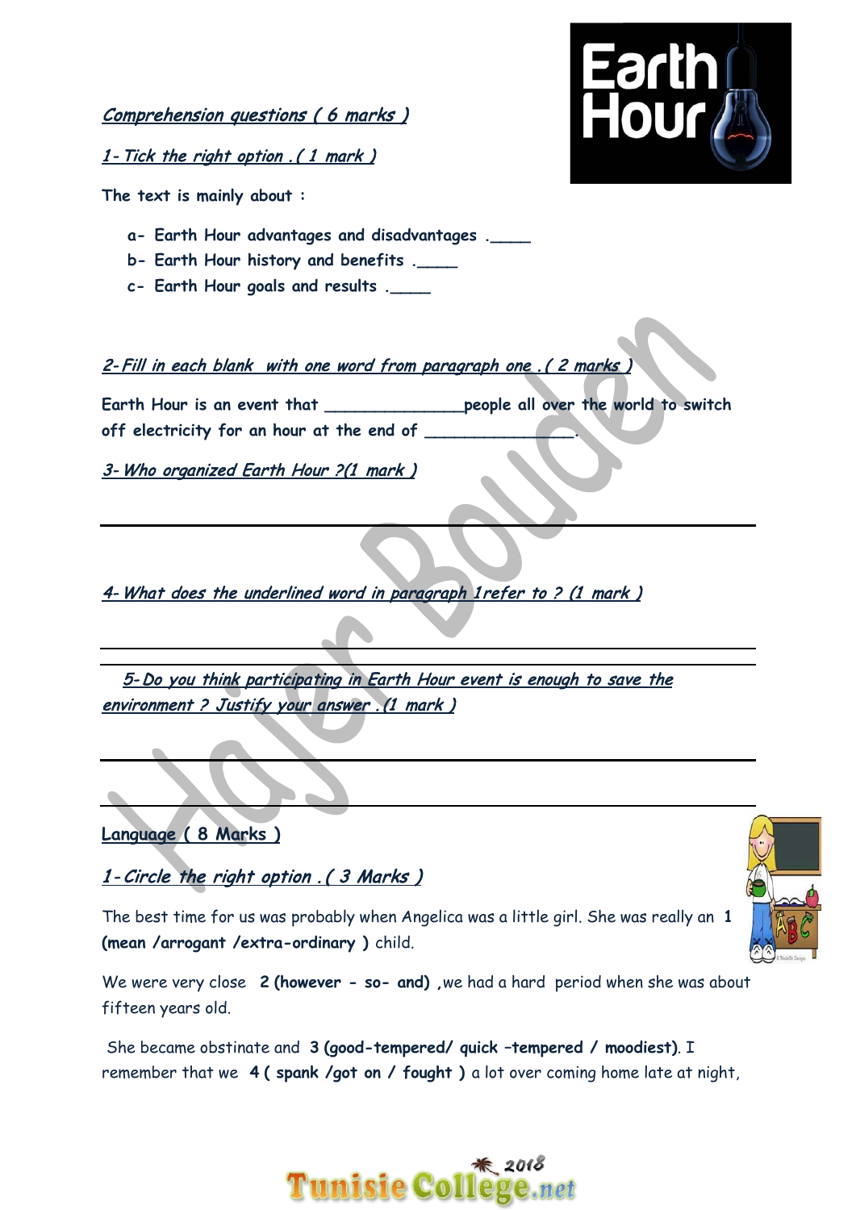*Comprehension questions ( 6 marks )*

*1- Tick the right option . ( 1 mark )*

The text is mainly about :

a- Earth Hour advantages and disadvantages .____
b- Earth Hour history and benefits .____
c- Earth Hour goals and results .____

*2- Fill in each blank with one word from paragraph one . ( 2 marks )*

Earth Hour is an event that ______________people all over the world to switch off electricity for an hour at the end of ______________.

*3- Who organized Earth Hour ?(1 mark )*

______________________________________________________________

*4- What does the underlined word in paragraph 1refer to ? (1 mark )*

______________________________________________________________

*5- Do you think participating in Earth Hour event is enough to save the environment ? Justify your answer . (1 mark )*

______________________________________________________________

______________________________________________________________

**Language ( 8 Marks )**

*1- Circle the right option . ( 3 Marks )*

The best time for us was probably when Angelica was a little girl. She was really an **1 (mean /arrogant /extra-ordinary )** child.

We were very close **2 (however - so- and)** ,we had a hard period when she was about fifteen years old.

She became obstinate and **3 (good-tempered/ quick –tempered / moodiest)**. I remember that we **4 ( spank /got on / fought )** a lot over coming home late at night,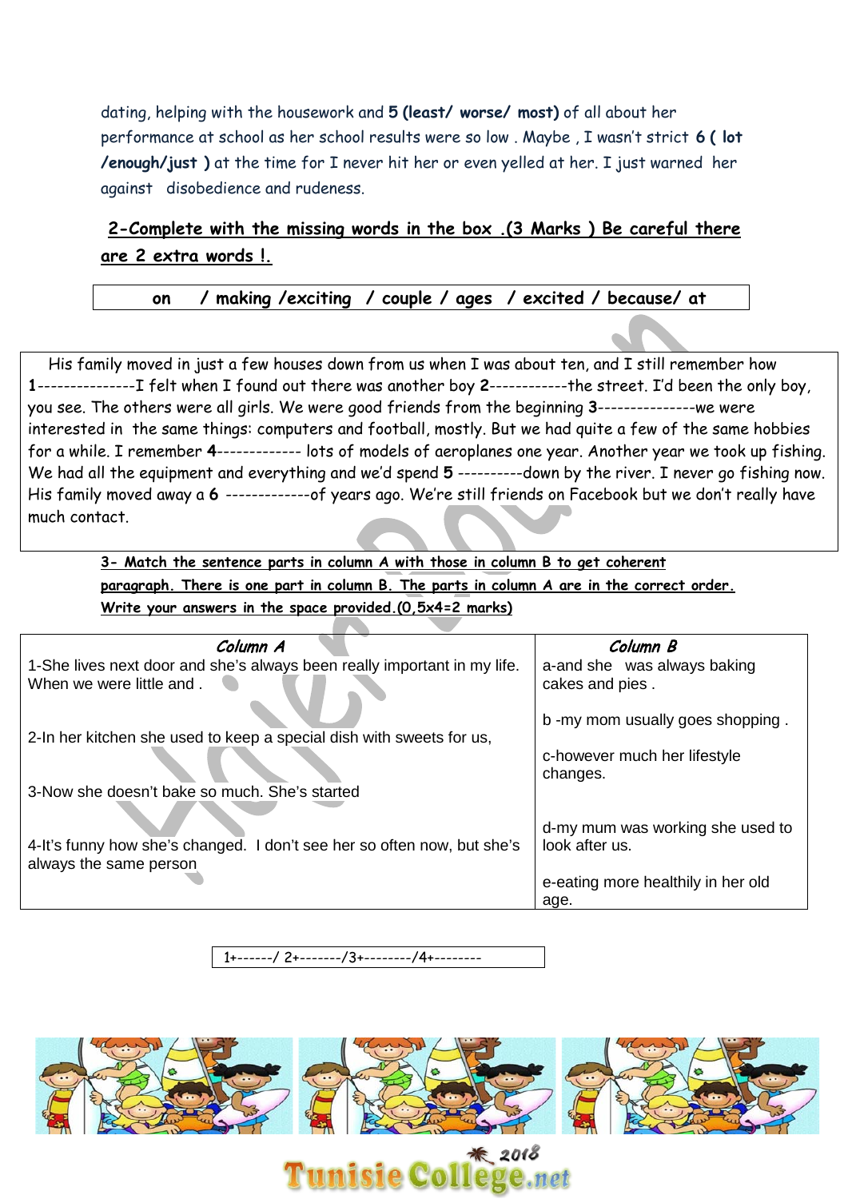dating, helping with the housework and **5 (least/ worse/ most)** of all about her performance at school as her school results were so low . Maybe , I wasn't strict **6 ( lot /enough/just )** at the time for I never hit her or even yelled at her. I just warned her against disobedience and rudeness.

**2-Complete with the missing words in the box .(3 Marks ) Be careful there are 2 extra words !.**

| on / making /exciting / couple / ages / excited / because/ at |
|---|

His family moved in just a few houses down from us when I was about ten, and I still remember how **1**---------------I felt when I found out there was another boy **2**------------the street. I'd been the only boy, you see. The others were all girls. We were good friends from the beginning **3**---------------we were interested in the same things: computers and football, mostly. But we had quite a few of the same hobbies for a while. I remember **4**------------- lots of models of aeroplanes one year. Another year we took up fishing. We had all the equipment and everything and we'd spend **5** ----------down by the river. I never go fishing now. His family moved away a **6** -------------of years ago. We're still friends on Facebook but we don't really have much contact.

**3- Match the sentence parts in column A with those in column B to get coherent paragraph. There is one part in column B. The parts in column A are in the correct order. Write your answers in the space provided.(0,5x4=2 marks)**

| *Column A* | *Column B* |
|---|---|
| 1-She lives next door and she's always been really important in my life. When we were little and . | a-and she was always baking cakes and pies . |
| 2-In her kitchen she used to keep a special dish with sweets for us, | b -my mom usually goes shopping . |
| 3-Now she doesn't bake so much. She's started | c-however much her lifestyle changes. |
| 4-It's funny how she's changed. I don't see her so often now, but she's always the same person | d-my mum was working she used to look after us. |
| | e-eating more healthily in her old age. |

1+------/ 2+-------/3+--------/4+--------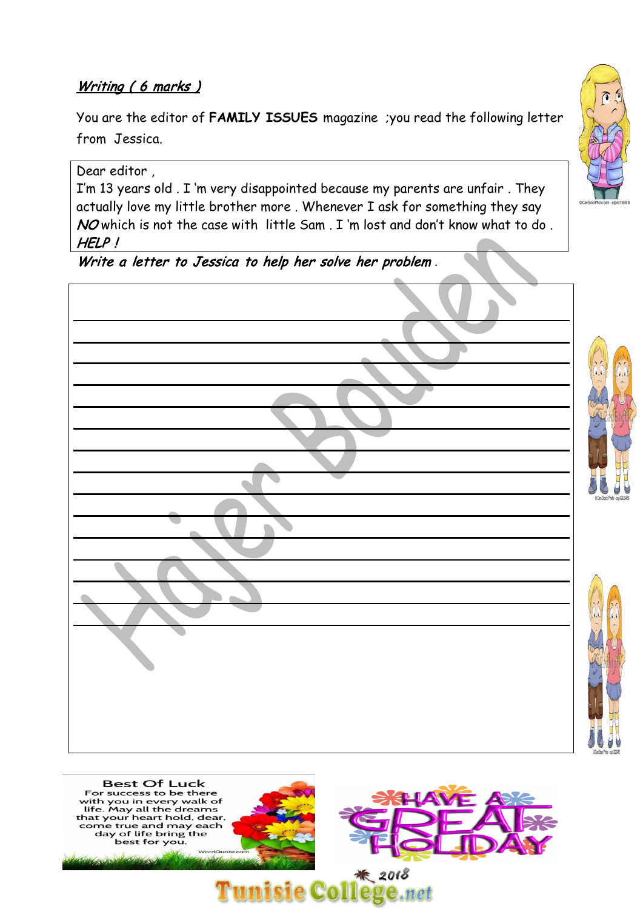***Writing ( 6 marks )***

You are the editor of **FAMILY ISSUES** magazine ;you read the following letter from Jessica.

> Dear editor ,
> I'm 13 years old . I 'm very disappointed because my parents are unfair . They actually love my little brother more . Whenever I ask for something they say ***NO*** which is not the case with little Sam . I 'm lost and don't know what to do . ***HELP !***

***Write a letter to Jessica to help her solve her problem*** .

______________________________________________________________

______________________________________________________________

______________________________________________________________

______________________________________________________________

______________________________________________________________

______________________________________________________________

______________________________________________________________

______________________________________________________________

______________________________________________________________

______________________________________________________________

______________________________________________________________

______________________________________________________________

______________________________________________________________

______________________________________________________________

Best Of Luck
For success to be there with you in every walk of life. May all the dreams that your heart hold, dear, come true and may each day of life bring the best for you.

HAVE A GREAT HOLIDAY